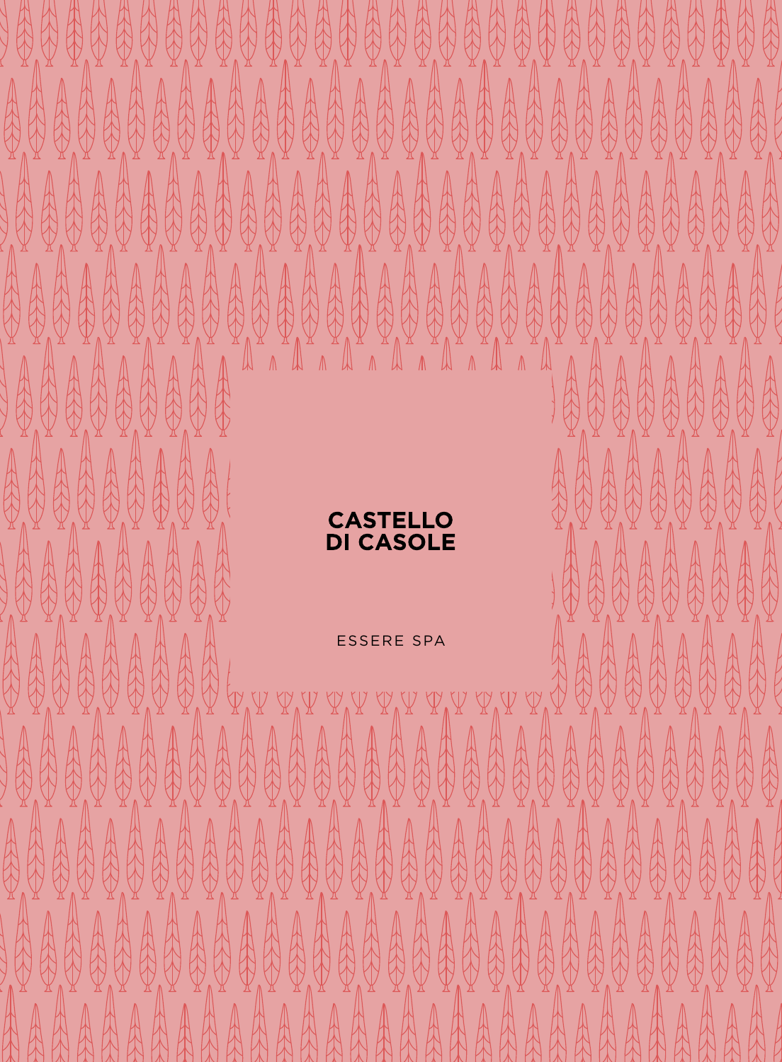# CASTELLO DI CASOLE

ESSERE SPA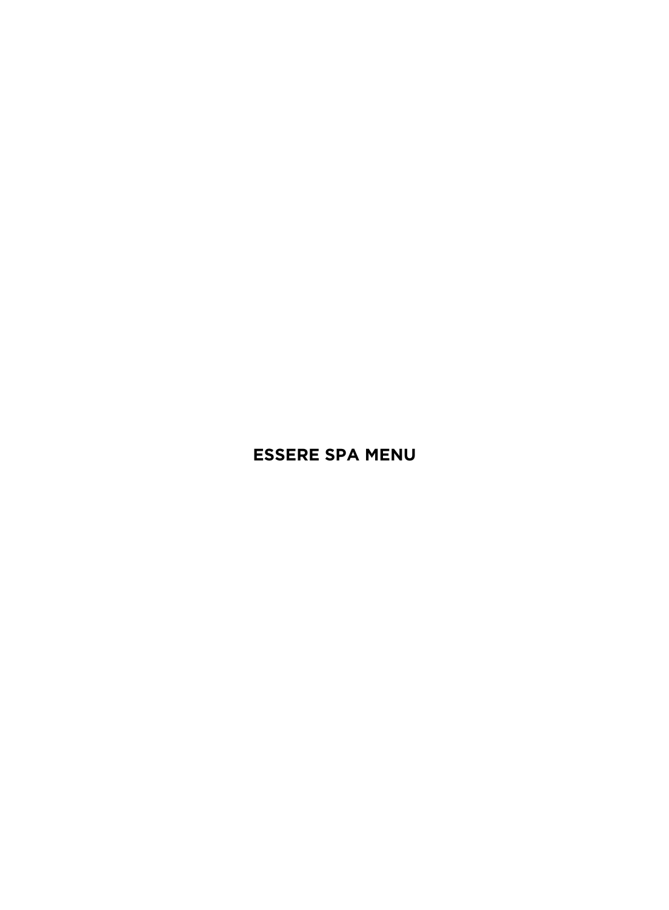# ESSERE SPA MENU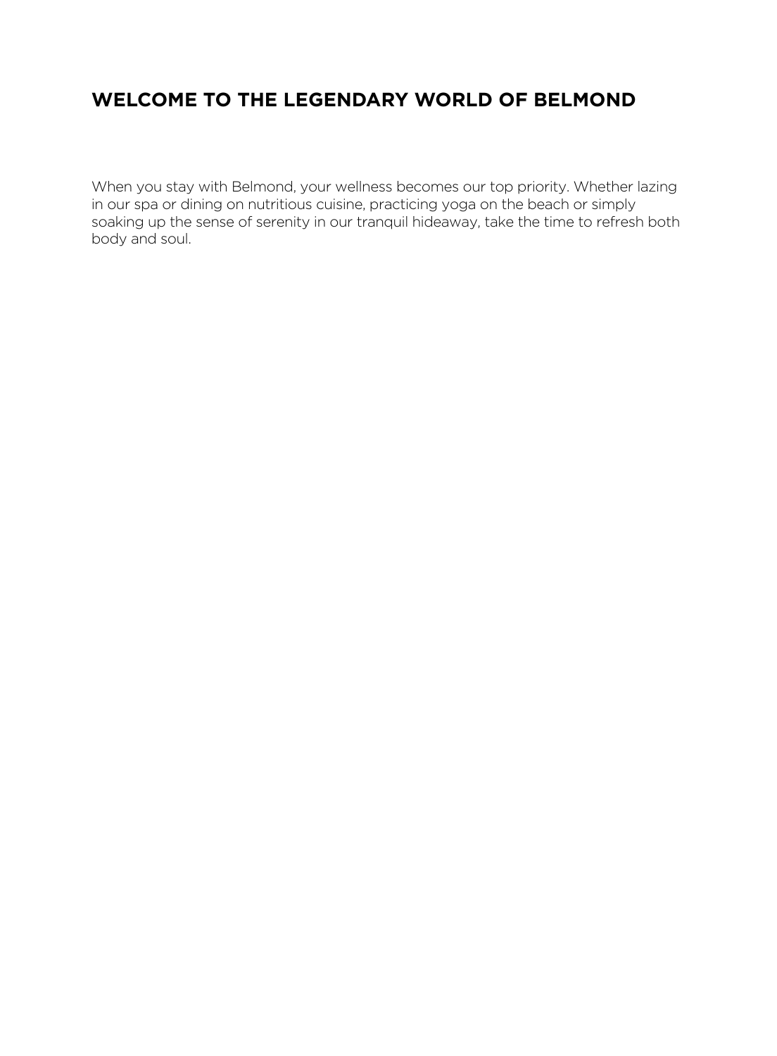# WELCOME TO THE LEGENDARY WORLD OF BELMOND

When you stay with Belmond, your wellness becomes our top priority. Whether lazing in our spa or dining on nutritious cuisine, practicing yoga on the beach or simply soaking up the sense of serenity in our tranquil hideaway, take the time to refresh both body and soul.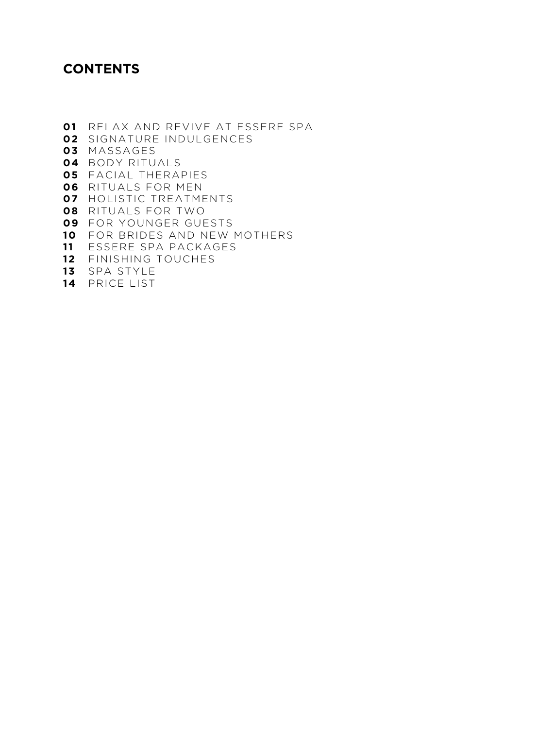## CONTENTS

**01** RELAX AND REVIVE AT ESSERE SPA
**02** SIGNATURE INDULGENCES
**03** MASSAGES
**04** BODY RITUALS
**05** FACIAL THERAPIES
**06** RITUALS FOR MEN
**07** HOLISTIC TREATMENTS
**08** RITUALS FOR TWO
**09** FOR YOUNGER GUESTS
**10** FOR BRIDES AND NEW MOTHERS
**11** ESSERE SPA PACKAGES
**12** FINISHING TOUCHES
**13** SPA STYLE
**14** PRICE LIST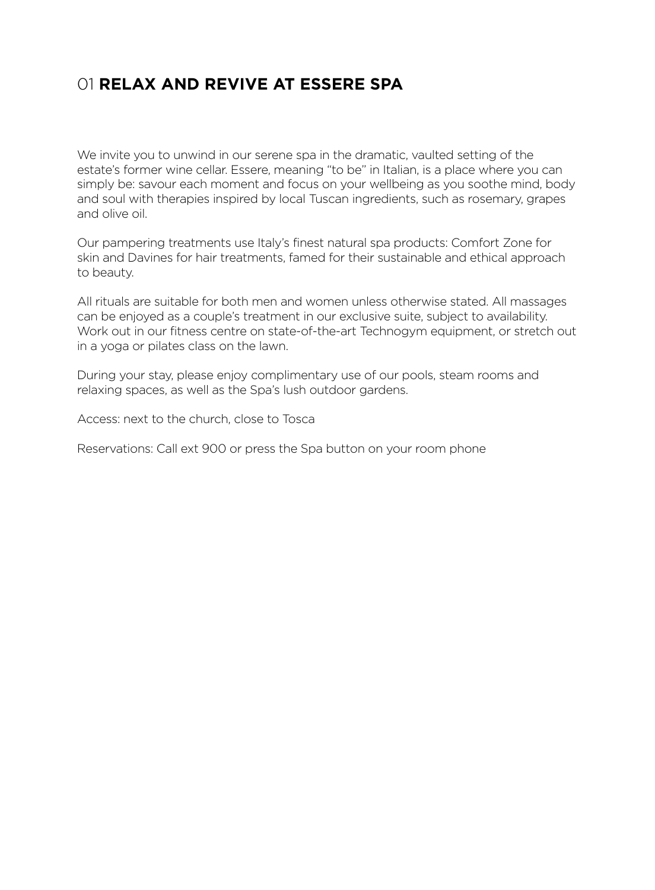# 01 **RELAX AND REVIVE AT ESSERE SPA**

We invite you to unwind in our serene spa in the dramatic, vaulted setting of the estate's former wine cellar. Essere, meaning "to be" in Italian, is a place where you can simply be: savour each moment and focus on your wellbeing as you soothe mind, body and soul with therapies inspired by local Tuscan ingredients, such as rosemary, grapes and olive oil.

Our pampering treatments use Italy's finest natural spa products: Comfort Zone for skin and Davines for hair treatments, famed for their sustainable and ethical approach to beauty.

All rituals are suitable for both men and women unless otherwise stated. All massages can be enjoyed as a couple's treatment in our exclusive suite, subject to availability. Work out in our fitness centre on state-of-the-art Technogym equipment, or stretch out in a yoga or pilates class on the lawn.

During your stay, please enjoy complimentary use of our pools, steam rooms and relaxing spaces, as well as the Spa's lush outdoor gardens.

Access: next to the church, close to Tosca

Reservations: Call ext 900 or press the Spa button on your room phone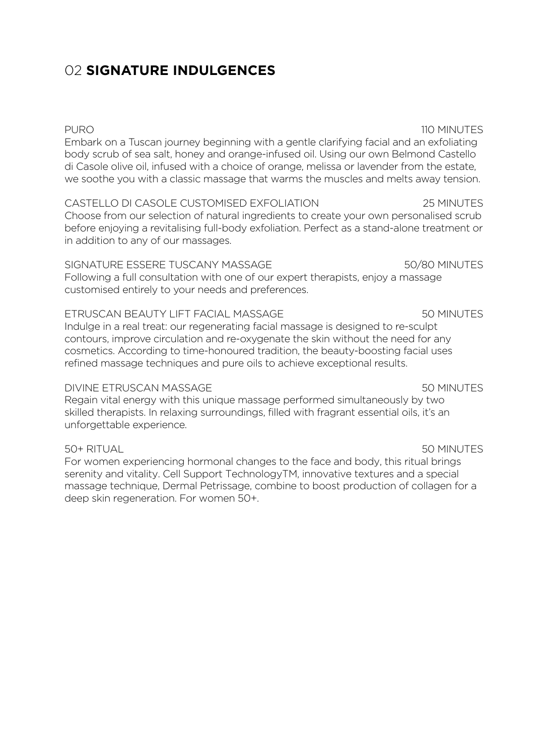## 02 **SIGNATURE INDULGENCES**

PURO — 110 MINUTES

Embark on a Tuscan journey beginning with a gentle clarifying facial and an exfoliating body scrub of sea salt, honey and orange-infused oil. Using our own Belmond Castello di Casole olive oil, infused with a choice of orange, melissa or lavender from the estate, we soothe you with a classic massage that warms the muscles and melts away tension.

CASTELLO DI CASOLE CUSTOMISED EXFOLIATION — 25 MINUTES

Choose from our selection of natural ingredients to create your own personalised scrub before enjoying a revitalising full-body exfoliation. Perfect as a stand-alone treatment or in addition to any of our massages.

SIGNATURE ESSERE TUSCANY MASSAGE — 50/80 MINUTES

Following a full consultation with one of our expert therapists, enjoy a massage customised entirely to your needs and preferences.

ETRUSCAN BEAUTY LIFT FACIAL MASSAGE — 50 MINUTES

Indulge in a real treat: our regenerating facial massage is designed to re-sculpt contours, improve circulation and re-oxygenate the skin without the need for any cosmetics. According to time-honoured tradition, the beauty-boosting facial uses refined massage techniques and pure oils to achieve exceptional results.

DIVINE ETRUSCAN MASSAGE — 50 MINUTES

Regain vital energy with this unique massage performed simultaneously by two skilled therapists. In relaxing surroundings, filled with fragrant essential oils, it's an unforgettable experience.

50+ RITUAL — 50 MINUTES

For women experiencing hormonal changes to the face and body, this ritual brings serenity and vitality. Cell Support TechnologyTM, innovative textures and a special massage technique, Dermal Petrissage, combine to boost production of collagen for a deep skin regeneration. For women 50+.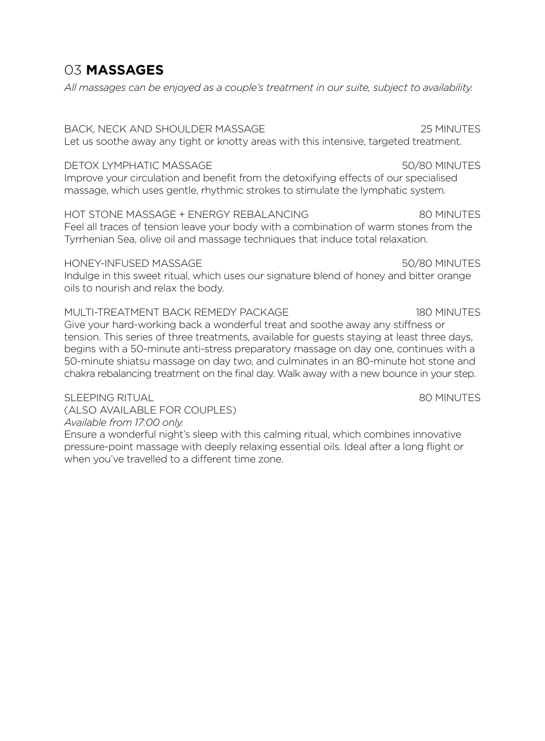## 03 **MASSAGES**

*All massages can be enjoyed as a couple's treatment in our suite, subject to availability.*

BACK, NECK AND SHOULDER MASSAGE — 25 MINUTES
Let us soothe away any tight or knotty areas with this intensive, targeted treatment.

DETOX LYMPHATIC MASSAGE — 50/80 MINUTES
Improve your circulation and benefit from the detoxifying effects of our specialised massage, which uses gentle, rhythmic strokes to stimulate the lymphatic system.

HOT STONE MASSAGE + ENERGY REBALANCING — 80 MINUTES
Feel all traces of tension leave your body with a combination of warm stones from the Tyrrhenian Sea, olive oil and massage techniques that induce total relaxation.

HONEY-INFUSED MASSAGE — 50/80 MINUTES
Indulge in this sweet ritual, which uses our signature blend of honey and bitter orange oils to nourish and relax the body.

MULTI-TREATMENT BACK REMEDY PACKAGE — 180 MINUTES
Give your hard-working back a wonderful treat and soothe away any stiffness or tension. This series of three treatments, available for guests staying at least three days, begins with a 50-minute anti-stress preparatory massage on day one, continues with a 50-minute shiatsu massage on day two, and culminates in an 80-minute hot stone and chakra rebalancing treatment on the final day. Walk away with a new bounce in your step.

SLEEPING RITUAL — 80 MINUTES
(ALSO AVAILABLE FOR COUPLES)
*Available from 17:00 only.*
Ensure a wonderful night's sleep with this calming ritual, which combines innovative pressure-point massage with deeply relaxing essential oils. Ideal after a long flight or when you've travelled to a different time zone.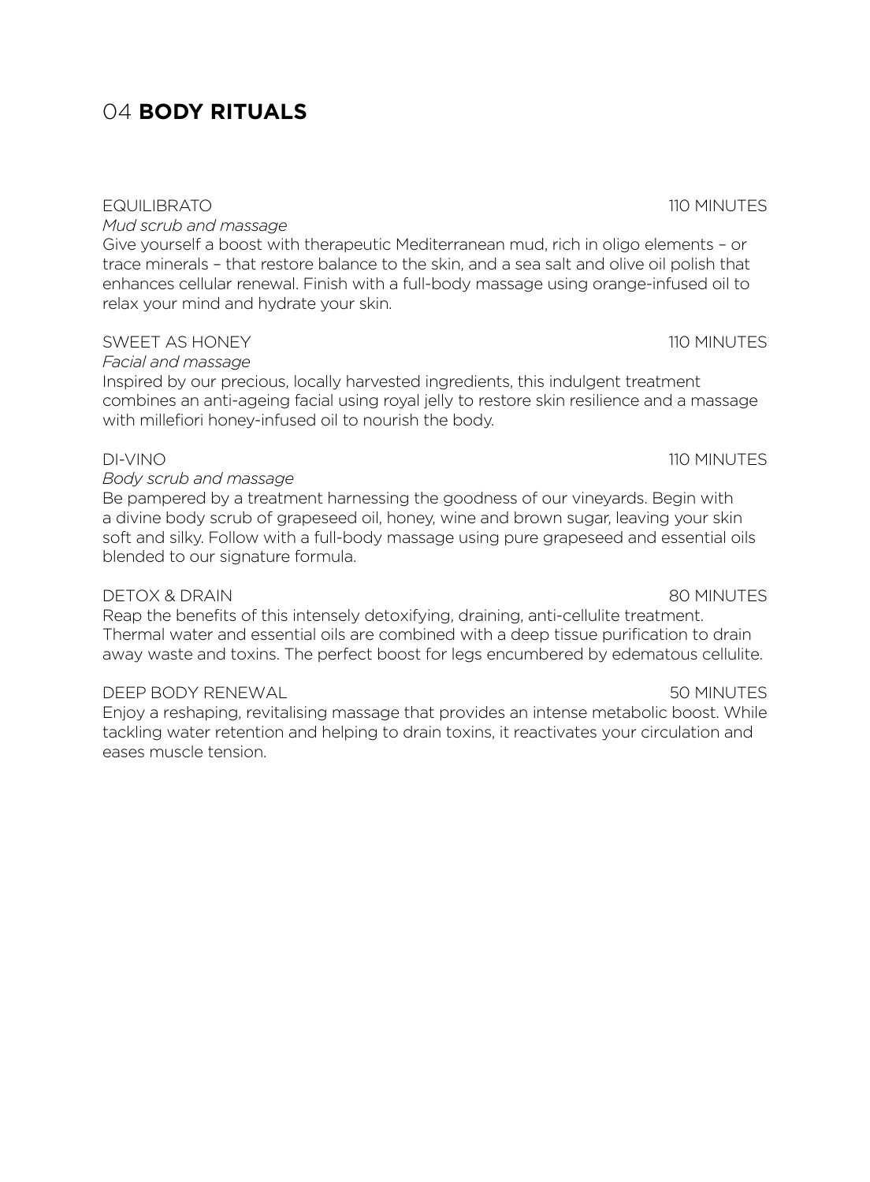# 04 **BODY RITUALS**

EQUILIBRATO 110 MINUTES

*Mud scrub and massage*

Give yourself a boost with therapeutic Mediterranean mud, rich in oligo elements – or trace minerals – that restore balance to the skin, and a sea salt and olive oil polish that enhances cellular renewal. Finish with a full-body massage using orange-infused oil to relax your mind and hydrate your skin.

SWEET AS HONEY 110 MINUTES

*Facial and massage*

Inspired by our precious, locally harvested ingredients, this indulgent treatment combines an anti-ageing facial using royal jelly to restore skin resilience and a massage with millefiori honey-infused oil to nourish the body.

DI-VINO 110 MINUTES

*Body scrub and massage*

Be pampered by a treatment harnessing the goodness of our vineyards. Begin with a divine body scrub of grapeseed oil, honey, wine and brown sugar, leaving your skin soft and silky. Follow with a full-body massage using pure grapeseed and essential oils blended to our signature formula.

DETOX & DRAIN 80 MINUTES

Reap the benefits of this intensely detoxifying, draining, anti-cellulite treatment. Thermal water and essential oils are combined with a deep tissue purification to drain away waste and toxins. The perfect boost for legs encumbered by edematous cellulite.

DEEP BODY RENEWAL 50 MINUTES

Enjoy a reshaping, revitalising massage that provides an intense metabolic boost. While tackling water retention and helping to drain toxins, it reactivates your circulation and eases muscle tension.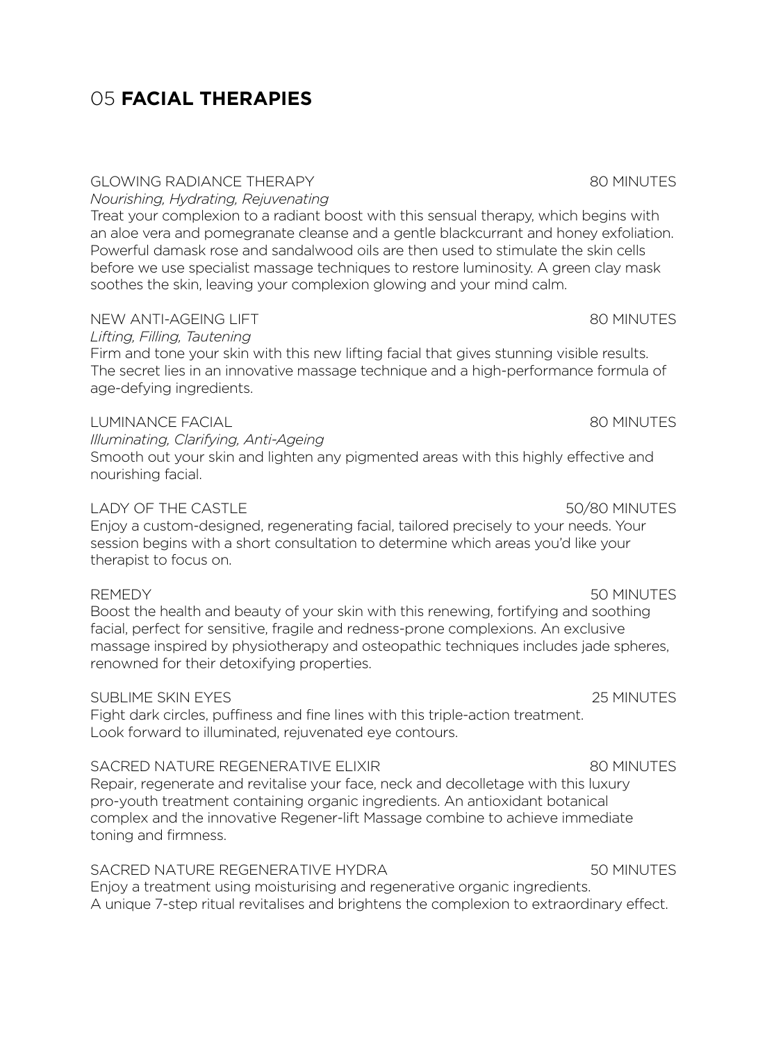# 05 **FACIAL THERAPIES**

### GLOWING RADIANCE THERAPY — 80 MINUTES

*Nourishing, Hydrating, Rejuvenating*

Treat your complexion to a radiant boost with this sensual therapy, which begins with an aloe vera and pomegranate cleanse and a gentle blackcurrant and honey exfoliation. Powerful damask rose and sandalwood oils are then used to stimulate the skin cells before we use specialist massage techniques to restore luminosity. A green clay mask soothes the skin, leaving your complexion glowing and your mind calm.

### NEW ANTI-AGEING LIFT — 80 MINUTES

*Lifting, Filling, Tautening*

Firm and tone your skin with this new lifting facial that gives stunning visible results. The secret lies in an innovative massage technique and a high-performance formula of age-defying ingredients.

### LUMINANCE FACIAL — 80 MINUTES

*Illuminating, Clarifying, Anti-Ageing*

Smooth out your skin and lighten any pigmented areas with this highly effective and nourishing facial.

### LADY OF THE CASTLE — 50/80 MINUTES

Enjoy a custom-designed, regenerating facial, tailored precisely to your needs. Your session begins with a short consultation to determine which areas you'd like your therapist to focus on.

### REMEDY — 50 MINUTES

Boost the health and beauty of your skin with this renewing, fortifying and soothing facial, perfect for sensitive, fragile and redness-prone complexions. An exclusive massage inspired by physiotherapy and osteopathic techniques includes jade spheres, renowned for their detoxifying properties.

### SUBLIME SKIN EYES — 25 MINUTES

Fight dark circles, puffiness and fine lines with this triple-action treatment. Look forward to illuminated, rejuvenated eye contours.

### SACRED NATURE REGENERATIVE ELIXIR — 80 MINUTES

Repair, regenerate and revitalise your face, neck and decolletage with this luxury pro-youth treatment containing organic ingredients. An antioxidant botanical complex and the innovative Regener-lift Massage combine to achieve immediate toning and firmness.

### SACRED NATURE REGENERATIVE HYDRA — 50 MINUTES

Enjoy a treatment using moisturising and regenerative organic ingredients. A unique 7-step ritual revitalises and brightens the complexion to extraordinary effect.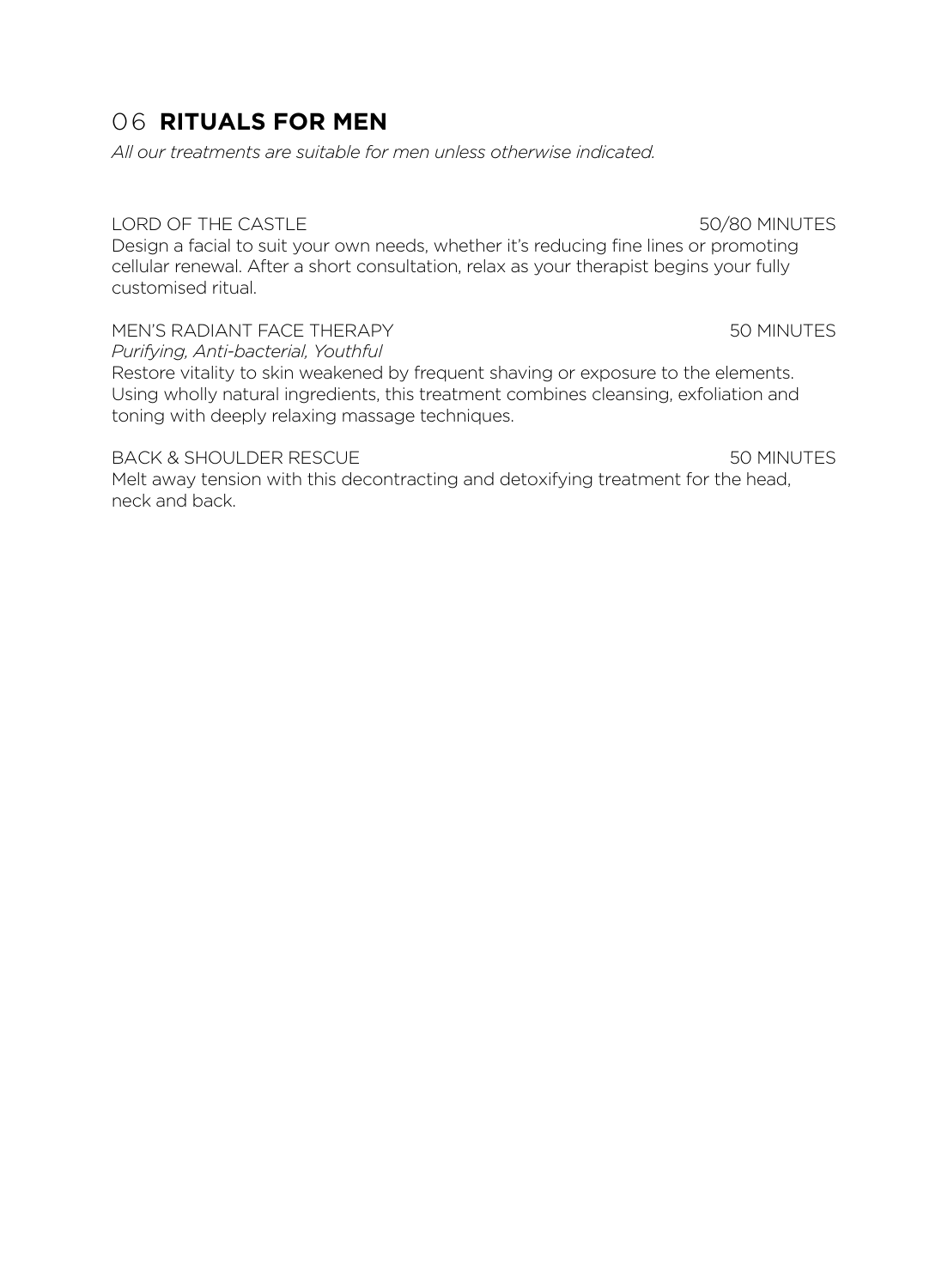## 06 **RITUALS FOR MEN**

*All our treatments are suitable for men unless otherwise indicated.*

LORD OF THE CASTLE — 50/80 MINUTES

Design a facial to suit your own needs, whether it's reducing fine lines or promoting cellular renewal. After a short consultation, relax as your therapist begins your fully customised ritual.

MEN'S RADIANT FACE THERAPY — 50 MINUTES

*Purifying, Anti-bacterial, Youthful*

Restore vitality to skin weakened by frequent shaving or exposure to the elements. Using wholly natural ingredients, this treatment combines cleansing, exfoliation and toning with deeply relaxing massage techniques.

BACK & SHOULDER RESCUE — 50 MINUTES

Melt away tension with this decontracting and detoxifying treatment for the head, neck and back.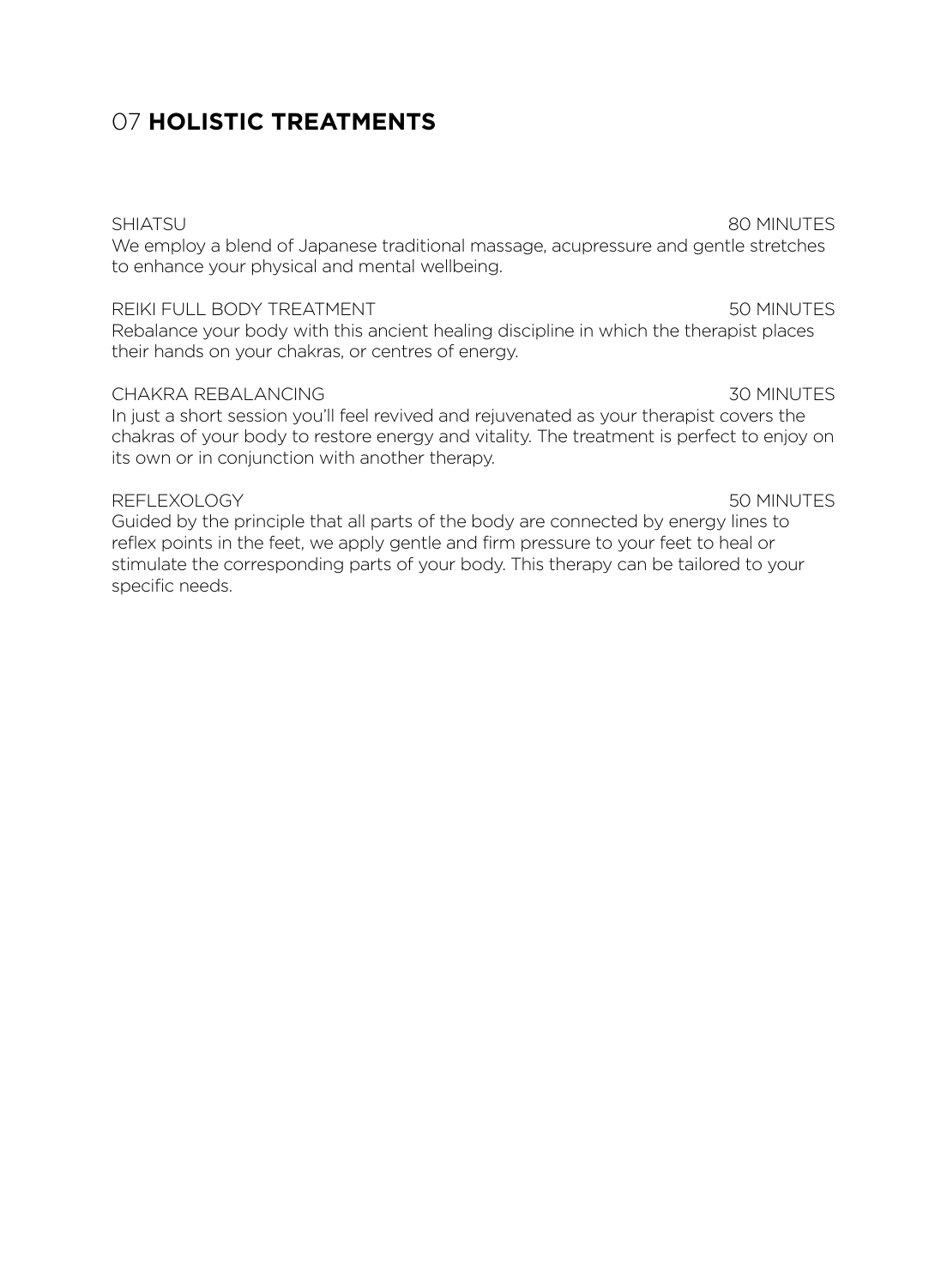# 07 **HOLISTIC TREATMENTS**

SHIATSU 80 MINUTES

We employ a blend of Japanese traditional massage, acupressure and gentle stretches to enhance your physical and mental wellbeing.

REIKI FULL BODY TREATMENT 50 MINUTES

Rebalance your body with this ancient healing discipline in which the therapist places their hands on your chakras, or centres of energy.

CHAKRA REBALANCING 30 MINUTES

In just a short session you'll feel revived and rejuvenated as your therapist covers the chakras of your body to restore energy and vitality. The treatment is perfect to enjoy on its own or in conjunction with another therapy.

REFLEXOLOGY 50 MINUTES

Guided by the principle that all parts of the body are connected by energy lines to reflex points in the feet, we apply gentle and firm pressure to your feet to heal or stimulate the corresponding parts of your body. This therapy can be tailored to your specific needs.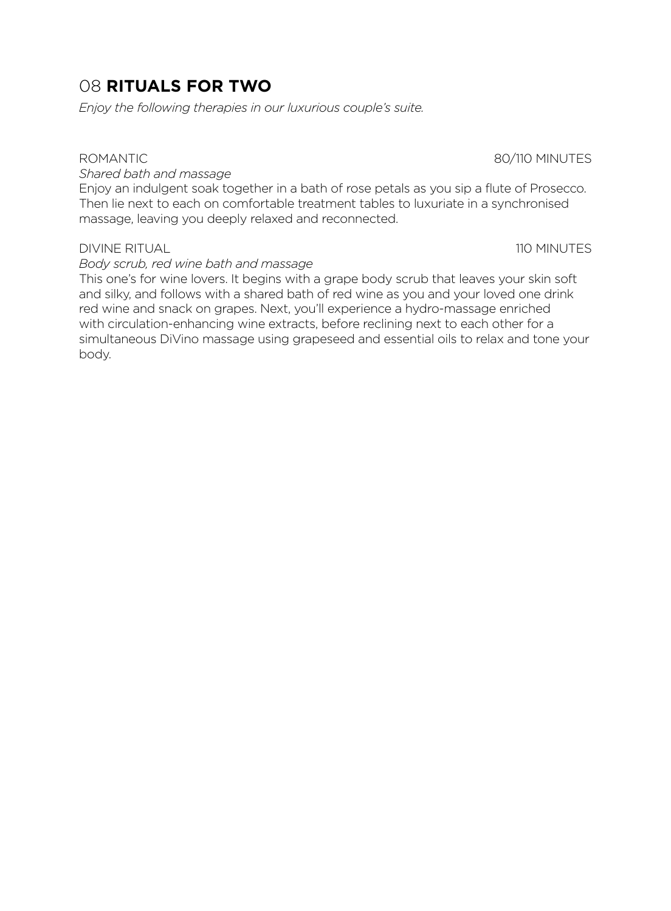## 08 **RITUALS FOR TWO**

*Enjoy the following therapies in our luxurious couple's suite.*

ROMANTIC 80/110 MINUTES

*Shared bath and massage*

Enjoy an indulgent soak together in a bath of rose petals as you sip a flute of Prosecco. Then lie next to each on comfortable treatment tables to luxuriate in a synchronised massage, leaving you deeply relaxed and reconnected.

DIVINE RITUAL 110 MINUTES

*Body scrub, red wine bath and massage*

This one's for wine lovers. It begins with a grape body scrub that leaves your skin soft and silky, and follows with a shared bath of red wine as you and your loved one drink red wine and snack on grapes. Next, you'll experience a hydro-massage enriched with circulation-enhancing wine extracts, before reclining next to each other for a simultaneous DiVino massage using grapeseed and essential oils to relax and tone your body.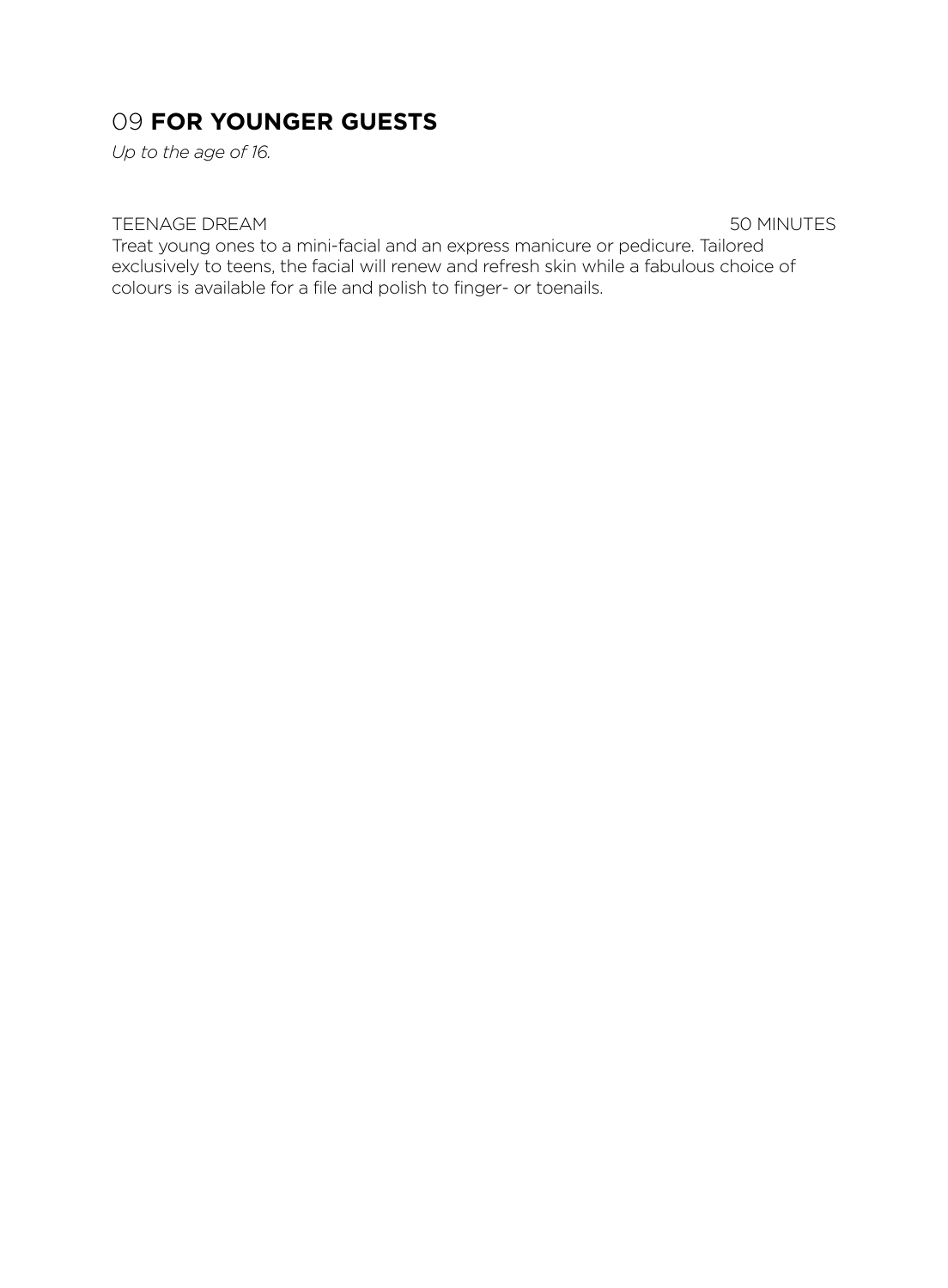## 09 **FOR YOUNGER GUESTS**

*Up to the age of 16.*

TEENAGE DREAM 50 MINUTES

Treat young ones to a mini-facial and an express manicure or pedicure. Tailored exclusively to teens, the facial will renew and refresh skin while a fabulous choice of colours is available for a file and polish to finger- or toenails.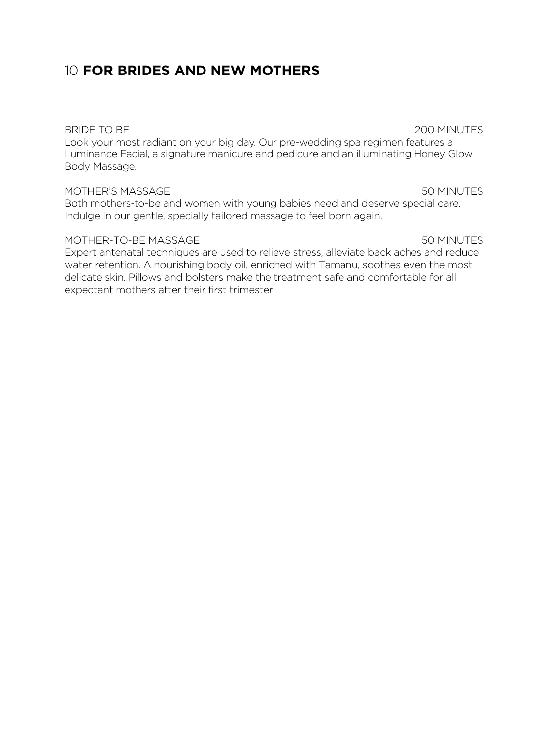# 10 **FOR BRIDES AND NEW MOTHERS**

BRIDE TO BE 200 MINUTES

Look your most radiant on your big day. Our pre-wedding spa regimen features a Luminance Facial, a signature manicure and pedicure and an illuminating Honey Glow Body Massage.

MOTHER'S MASSAGE 50 MINUTES

Both mothers-to-be and women with young babies need and deserve special care. Indulge in our gentle, specially tailored massage to feel born again.

MOTHER-TO-BE MASSAGE 50 MINUTES

Expert antenatal techniques are used to relieve stress, alleviate back aches and reduce water retention. A nourishing body oil, enriched with Tamanu, soothes even the most delicate skin. Pillows and bolsters make the treatment safe and comfortable for all expectant mothers after their first trimester.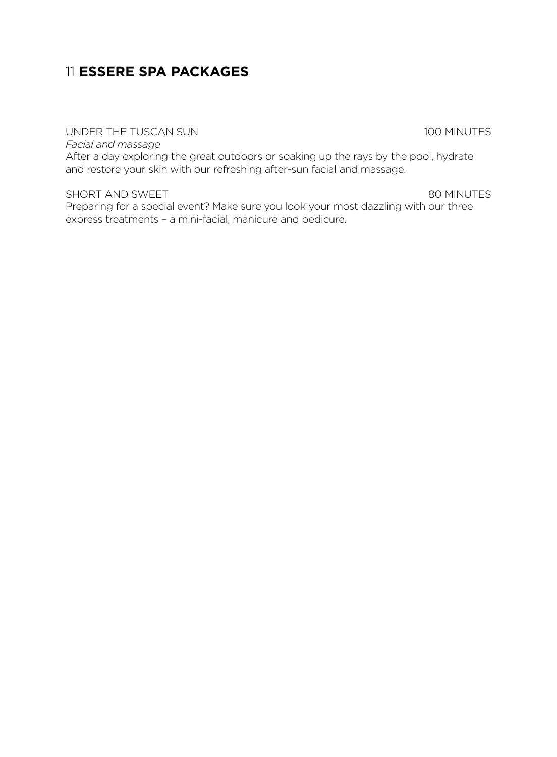# 11 **ESSERE SPA PACKAGES**

UNDER THE TUSCAN SUN 100 MINUTES

*Facial and massage*

After a day exploring the great outdoors or soaking up the rays by the pool, hydrate and restore your skin with our refreshing after-sun facial and massage.

SHORT AND SWEET 80 MINUTES

Preparing for a special event? Make sure you look your most dazzling with our three express treatments – a mini-facial, manicure and pedicure.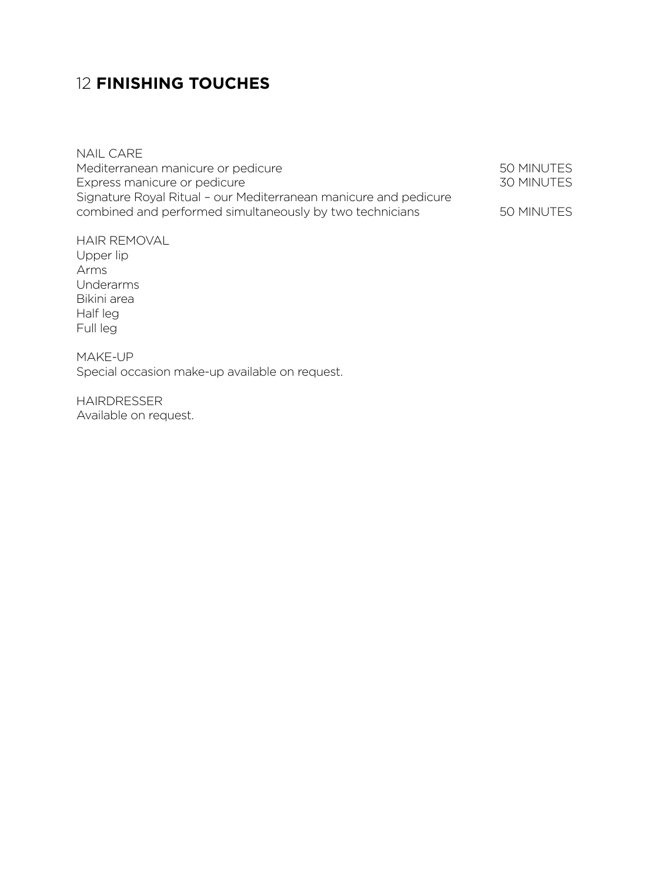## 12 **FINISHING TOUCHES**

NAIL CARE

| | |
|---|---|
| Mediterranean manicure or pedicure | 50 MINUTES |
| Express manicure or pedicure | 30 MINUTES |
| Signature Royal Ritual – our Mediterranean manicure and pedicure combined and performed simultaneously by two technicians | 50 MINUTES |

HAIR REMOVAL

Upper lip
Arms
Underarms
Bikini area
Half leg
Full leg

MAKE-UP

Special occasion make-up available on request.

HAIRDRESSER

Available on request.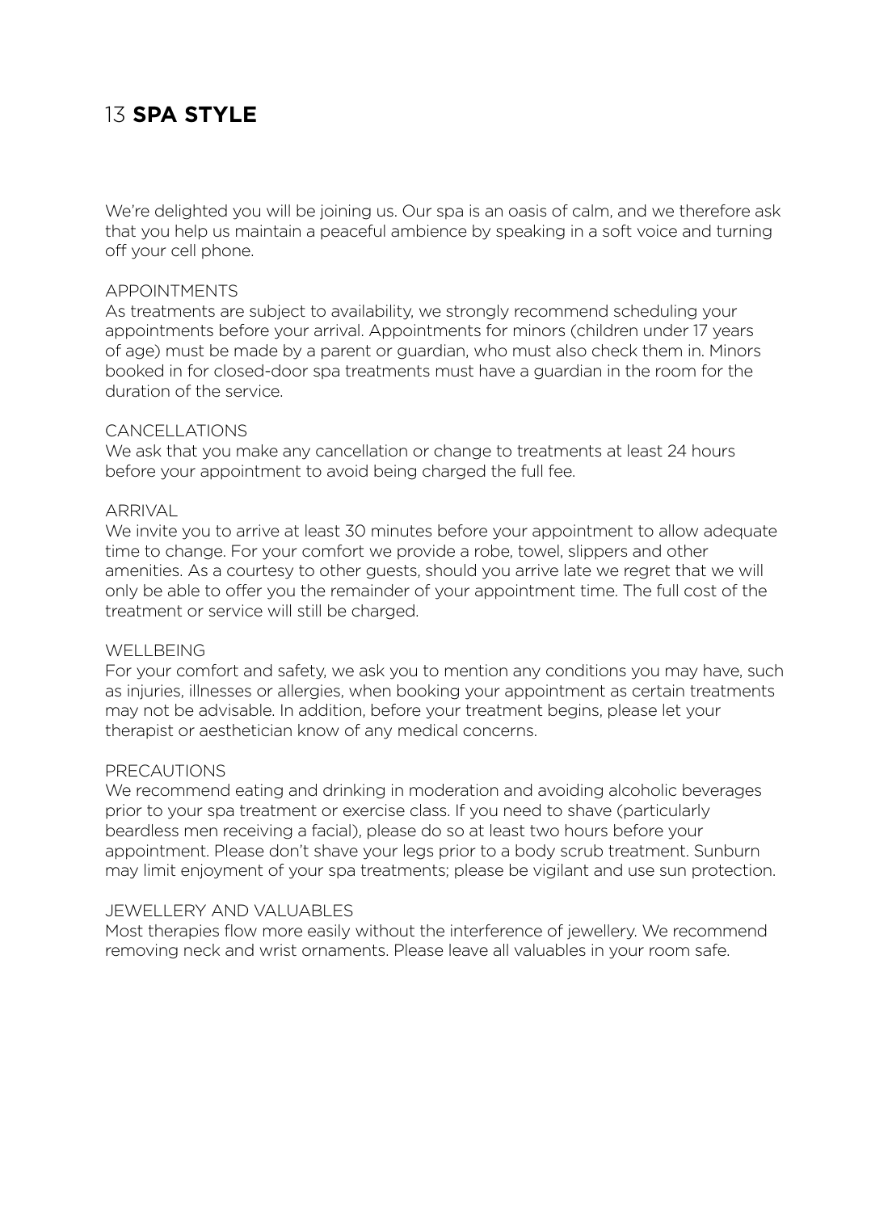# 13 **SPA STYLE**

We're delighted you will be joining us. Our spa is an oasis of calm, and we therefore ask that you help us maintain a peaceful ambience by speaking in a soft voice and turning off your cell phone.

## APPOINTMENTS

As treatments are subject to availability, we strongly recommend scheduling your appointments before your arrival. Appointments for minors (children under 17 years of age) must be made by a parent or guardian, who must also check them in. Minors booked in for closed-door spa treatments must have a guardian in the room for the duration of the service.

## CANCELLATIONS

We ask that you make any cancellation or change to treatments at least 24 hours before your appointment to avoid being charged the full fee.

## ARRIVAL

We invite you to arrive at least 30 minutes before your appointment to allow adequate time to change. For your comfort we provide a robe, towel, slippers and other amenities. As a courtesy to other guests, should you arrive late we regret that we will only be able to offer you the remainder of your appointment time. The full cost of the treatment or service will still be charged.

## WELLBEING

For your comfort and safety, we ask you to mention any conditions you may have, such as injuries, illnesses or allergies, when booking your appointment as certain treatments may not be advisable. In addition, before your treatment begins, please let your therapist or aesthetician know of any medical concerns.

## PRECAUTIONS

We recommend eating and drinking in moderation and avoiding alcoholic beverages prior to your spa treatment or exercise class. If you need to shave (particularly beardless men receiving a facial), please do so at least two hours before your appointment. Please don't shave your legs prior to a body scrub treatment. Sunburn may limit enjoyment of your spa treatments; please be vigilant and use sun protection.

## JEWELLERY AND VALUABLES

Most therapies flow more easily without the interference of jewellery. We recommend removing neck and wrist ornaments. Please leave all valuables in your room safe.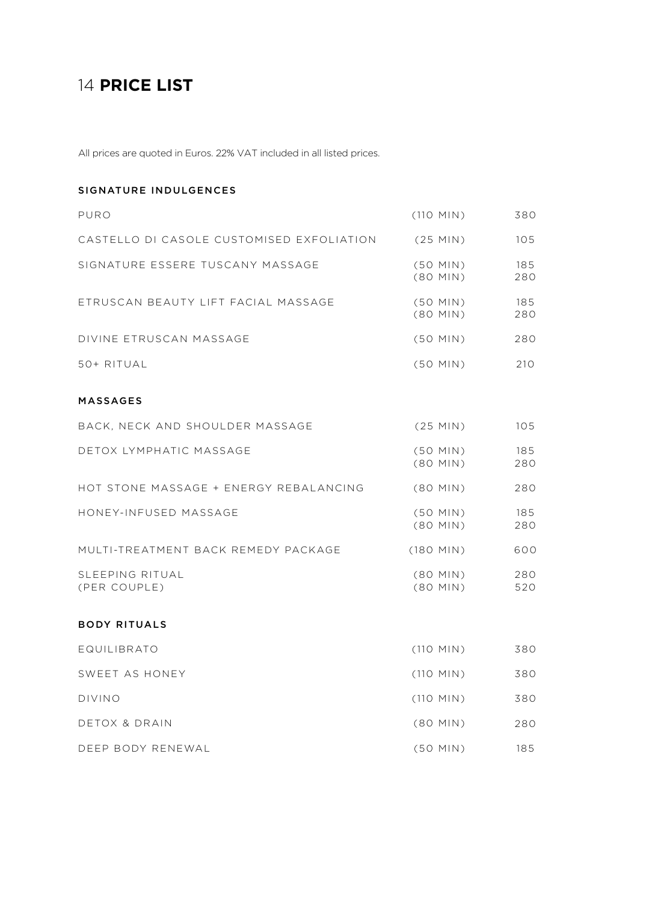# 14 **PRICE LIST**

All prices are quoted in Euros. 22% VAT included in all listed prices.

### SIGNATURE INDULGENCES

| Treatment | Duration | Price |
|---|---|---|
| PURO | (110 MIN) | 380 |
| CASTELLO DI CASOLE CUSTOMISED EXFOLIATION | (25 MIN) | 105 |
| SIGNATURE ESSERE TUSCANY MASSAGE | (50 MIN)<br>(80 MIN) | 185<br>280 |
| ETRUSCAN BEAUTY LIFT FACIAL MASSAGE | (50 MIN)<br>(80 MIN) | 185<br>280 |
| DIVINE ETRUSCAN MASSAGE | (50 MIN) | 280 |
| 50+ RITUAL | (50 MIN) | 210 |

### MASSAGES

| Treatment | Duration | Price |
|---|---|---|
| BACK, NECK AND SHOULDER MASSAGE | (25 MIN) | 105 |
| DETOX LYMPHATIC MASSAGE | (50 MIN)<br>(80 MIN) | 185<br>280 |
| HOT STONE MASSAGE + ENERGY REBALANCING | (80 MIN) | 280 |
| HONEY-INFUSED MASSAGE | (50 MIN)<br>(80 MIN) | 185<br>280 |
| MULTI-TREATMENT BACK REMEDY PACKAGE | (180 MIN) | 600 |
| SLEEPING RITUAL<br>(PER COUPLE) | (80 MIN)<br>(80 MIN) | 280<br>520 |

### BODY RITUALS

| Treatment | Duration | Price |
|---|---|---|
| EQUILIBRATO | (110 MIN) | 380 |
| SWEET AS HONEY | (110 MIN) | 380 |
| DIVINO | (110 MIN) | 380 |
| DETOX & DRAIN | (80 MIN) | 280 |
| DEEP BODY RENEWAL | (50 MIN) | 185 |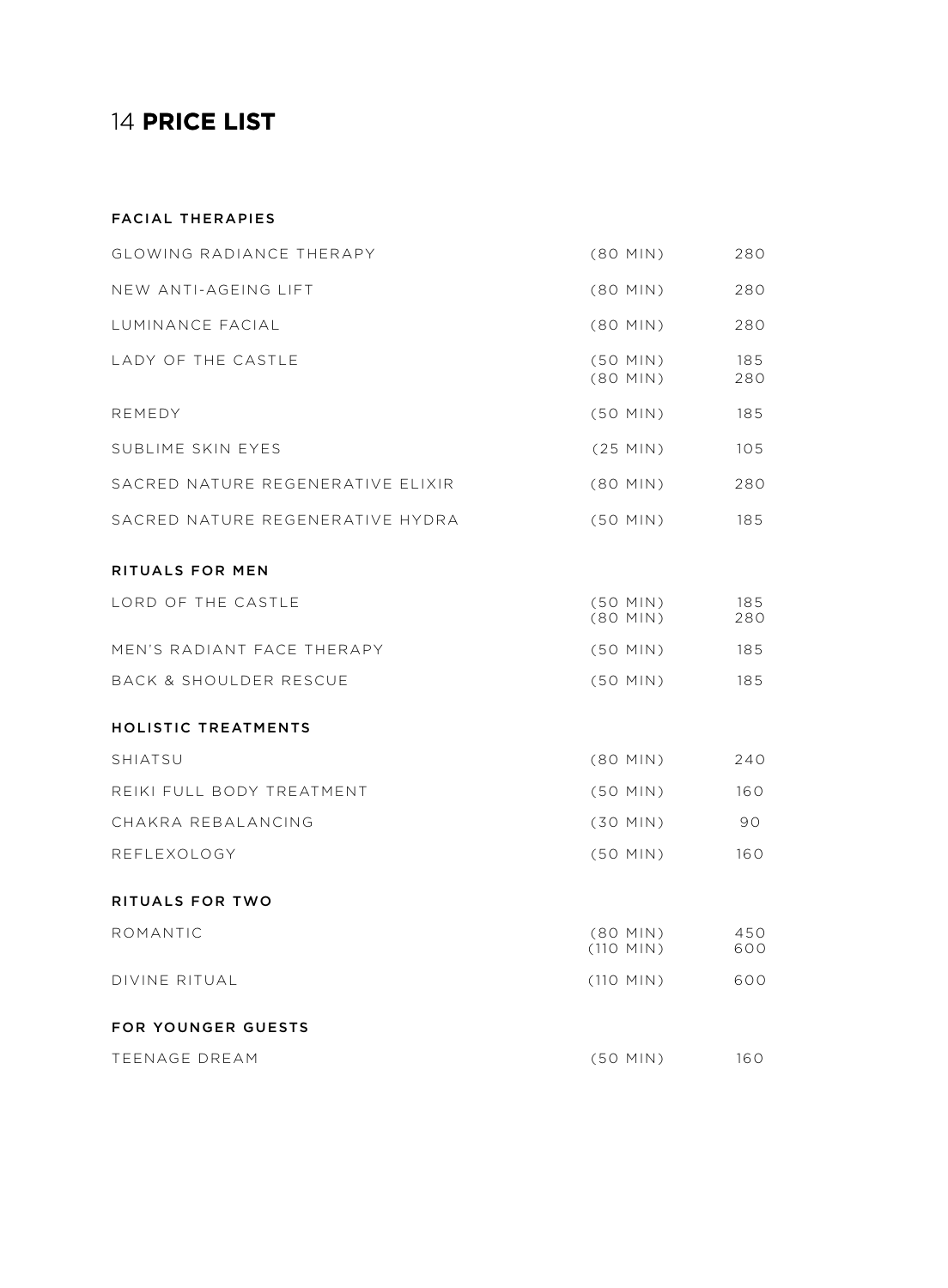# 14 **PRICE LIST**

### FACIAL THERAPIES

| | | |
|---|---|---|
| GLOWING RADIANCE THERAPY | (80 MIN) | 280 |
| NEW ANTI-AGEING LIFT | (80 MIN) | 280 |
| LUMINANCE FACIAL | (80 MIN) | 280 |
| LADY OF THE CASTLE | (50 MIN)<br>(80 MIN) | 185<br>280 |
| REMEDY | (50 MIN) | 185 |
| SUBLIME SKIN EYES | (25 MIN) | 105 |
| SACRED NATURE REGENERATIVE ELIXIR | (80 MIN) | 280 |
| SACRED NATURE REGENERATIVE HYDRA | (50 MIN) | 185 |

### RITUALS FOR MEN

| | | |
|---|---|---|
| LORD OF THE CASTLE | (50 MIN)<br>(80 MIN) | 185<br>280 |
| MEN'S RADIANT FACE THERAPY | (50 MIN) | 185 |
| BACK & SHOULDER RESCUE | (50 MIN) | 185 |

### HOLISTIC TREATMENTS

| | | |
|---|---|---|
| SHIATSU | (80 MIN) | 240 |
| REIKI FULL BODY TREATMENT | (50 MIN) | 160 |
| CHAKRA REBALANCING | (30 MIN) | 90 |
| REFLEXOLOGY | (50 MIN) | 160 |

### RITUALS FOR TWO

| | | |
|---|---|---|
| ROMANTIC | (80 MIN)<br>(110 MIN) | 450<br>600 |
| DIVINE RITUAL | (110 MIN) | 600 |

### FOR YOUNGER GUESTS

| | | |
|---|---|---|
| TEENAGE DREAM | (50 MIN) | 160 |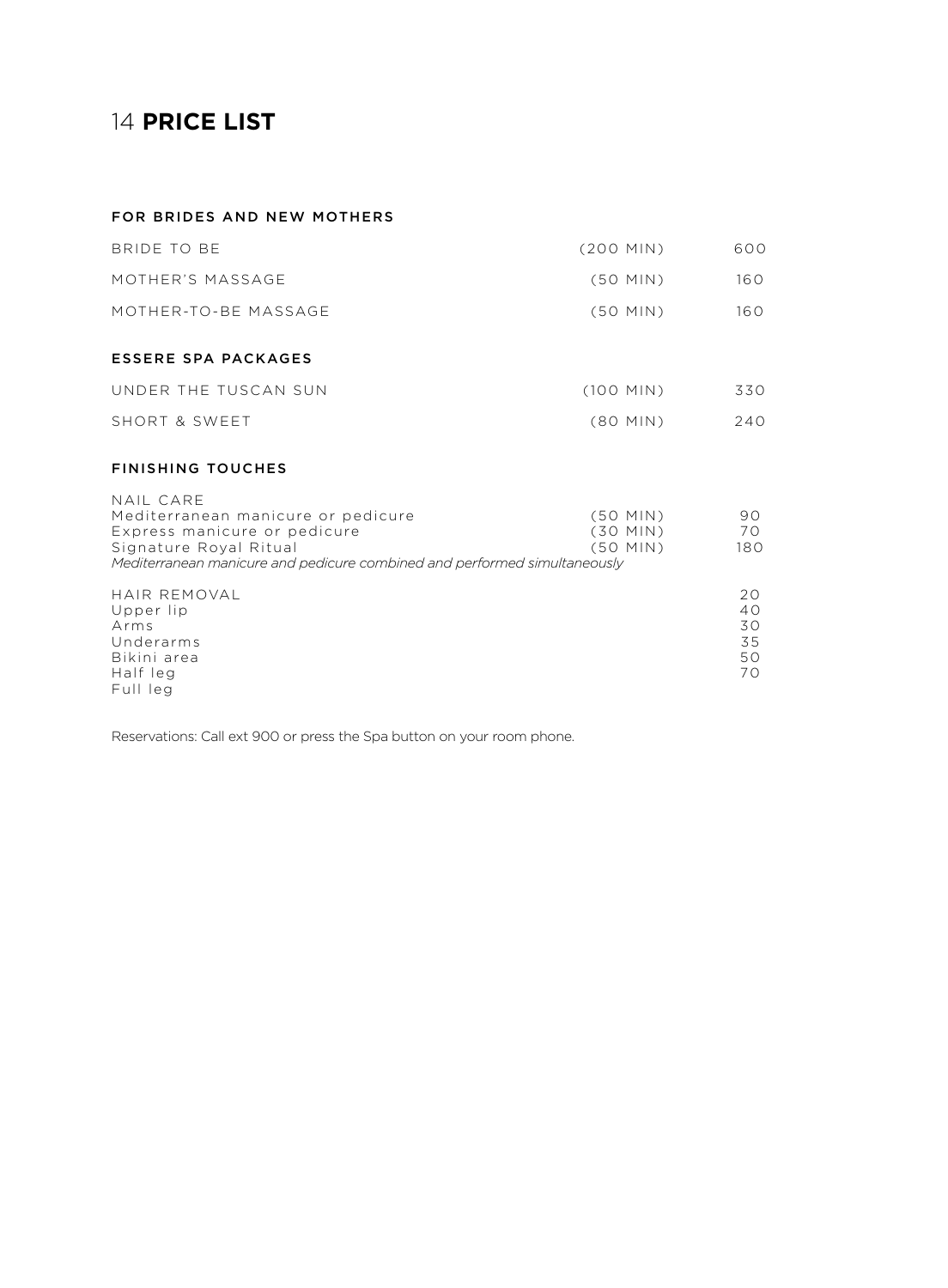# 14 **PRICE LIST**

### FOR BRIDES AND NEW MOTHERS

| | | |
|---|---|---|
| BRIDE TO BE | (200 MIN) | 600 |
| MOTHER'S MASSAGE | (50 MIN) | 160 |
| MOTHER-TO-BE MASSAGE | (50 MIN) | 160 |

### ESSERE SPA PACKAGES

| | | |
|---|---|---|
| UNDER THE TUSCAN SUN | (100 MIN) | 330 |
| SHORT & SWEET | (80 MIN) | 240 |

### FINISHING TOUCHES

NAIL CARE

| | | |
|---|---|---|
| Mediterranean manicure or pedicure | (50 MIN) | 90 |
| Express manicure or pedicure | (30 MIN) | 70 |
| Signature Royal Ritual | (50 MIN) | 180 |

*Mediterranean manicure and pedicure combined and performed simultaneously*

HAIR REMOVAL

| | |
|---|---|
| Upper lip | 20 |
| Arms | 40 |
| Underarms | 30 |
| Bikini area | 35 |
| Half leg | 50 |
| Full leg | 70 |

Reservations: Call ext 900 or press the Spa button on your room phone.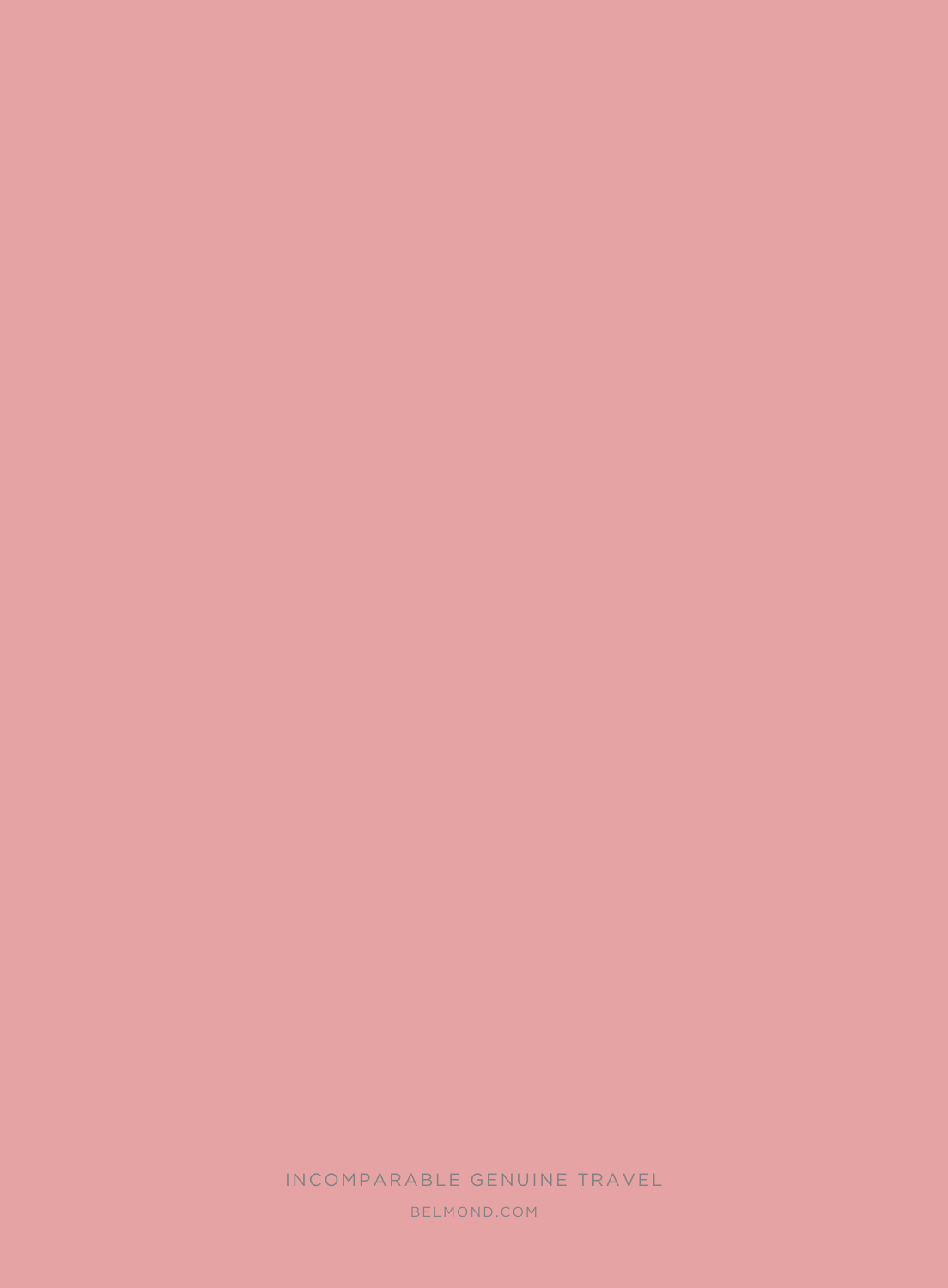INCOMPARABLE GENUINE TRAVEL

BELMOND.COM